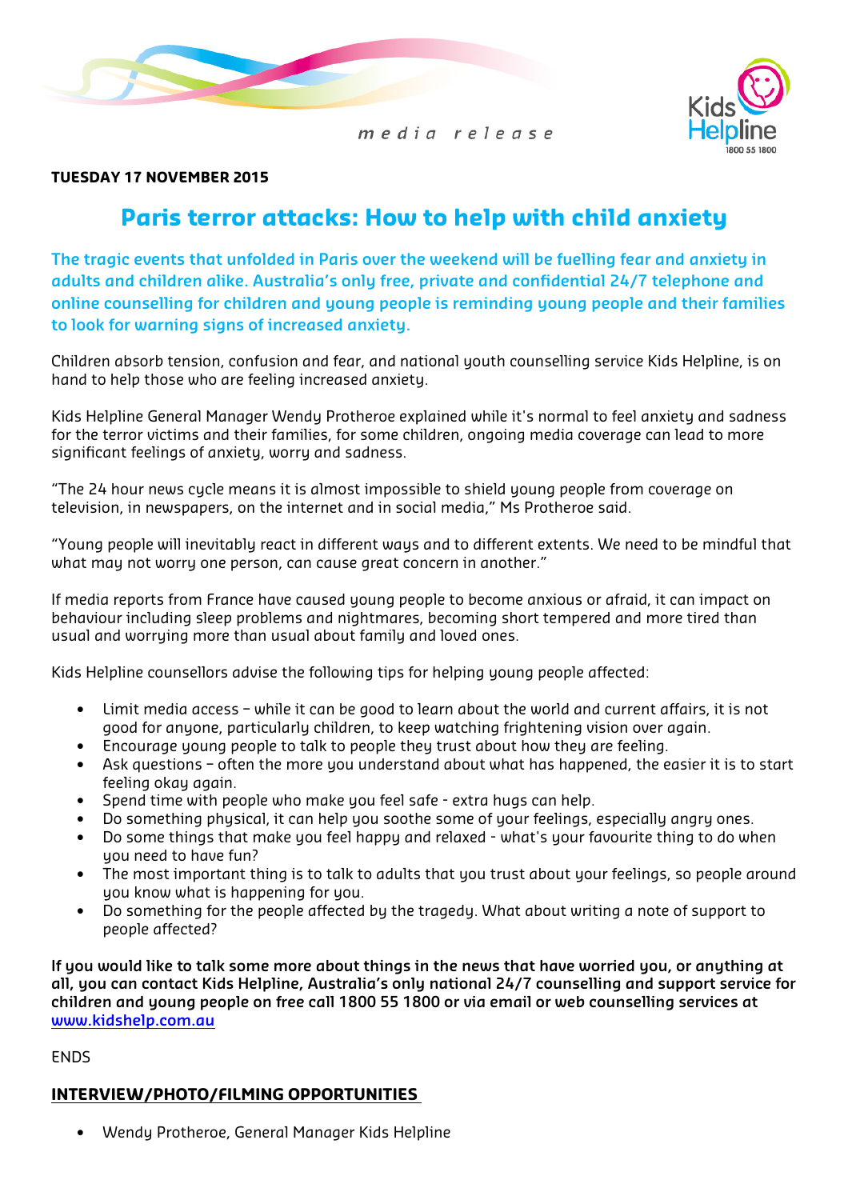media release

Kids Helpline 1800 55 1800

**TUESDAY 17 NOVEMBER 2015**

# Paris terror attacks: How to help with child anxiety

**The tragic events that unfolded in Paris over the weekend will be fuelling fear and anxiety in adults and children alike. Australia's only free, private and confidential 24/7 telephone and online counselling for children and young people is reminding young people and their families to look for warning signs of increased anxiety.**

Children absorb tension, confusion and fear, and national youth counselling service Kids Helpline, is on hand to help those who are feeling increased anxiety.

Kids Helpline General Manager Wendy Protheroe explained while it's normal to feel anxiety and sadness for the terror victims and their families, for some children, ongoing media coverage can lead to more significant feelings of anxiety, worry and sadness.

"The 24 hour news cycle means it is almost impossible to shield young people from coverage on television, in newspapers, on the internet and in social media," Ms Protheroe said.

"Young people will inevitably react in different ways and to different extents. We need to be mindful that what may not worry one person, can cause great concern in another."

If media reports from France have caused young people to become anxious or afraid, it can impact on behaviour including sleep problems and nightmares, becoming short tempered and more tired than usual and worrying more than usual about family and loved ones.

Kids Helpline counsellors advise the following tips for helping young people affected:

- Limit media access – while it can be good to learn about the world and current affairs, it is not good for anyone, particularly children, to keep watching frightening vision over again.
- Encourage young people to talk to people they trust about how they are feeling.
- Ask questions – often the more you understand about what has happened, the easier it is to start feeling okay again.
- Spend time with people who make you feel safe - extra hugs can help.
- Do something physical, it can help you soothe some of your feelings, especially angry ones.
- Do some things that make you feel happy and relaxed - what's your favourite thing to do when you need to have fun?
- The most important thing is to talk to adults that you trust about your feelings, so people around you know what is happening for you.
- Do something for the people affected by the tragedy. What about writing a note of support to people affected?

**If you would like to talk some more about things in the news that have worried you, or anything at all, you can contact Kids Helpline, Australia's only national 24/7 counselling and support service for children and young people on free call 1800 55 1800 or via email or web counselling services at [www.kidshelp.com.au](http://www.kidshelp.com.au)**

ENDS

## INTERVIEW/PHOTO/FILMING OPPORTUNITIES

- Wendy Protheroe, General Manager Kids Helpline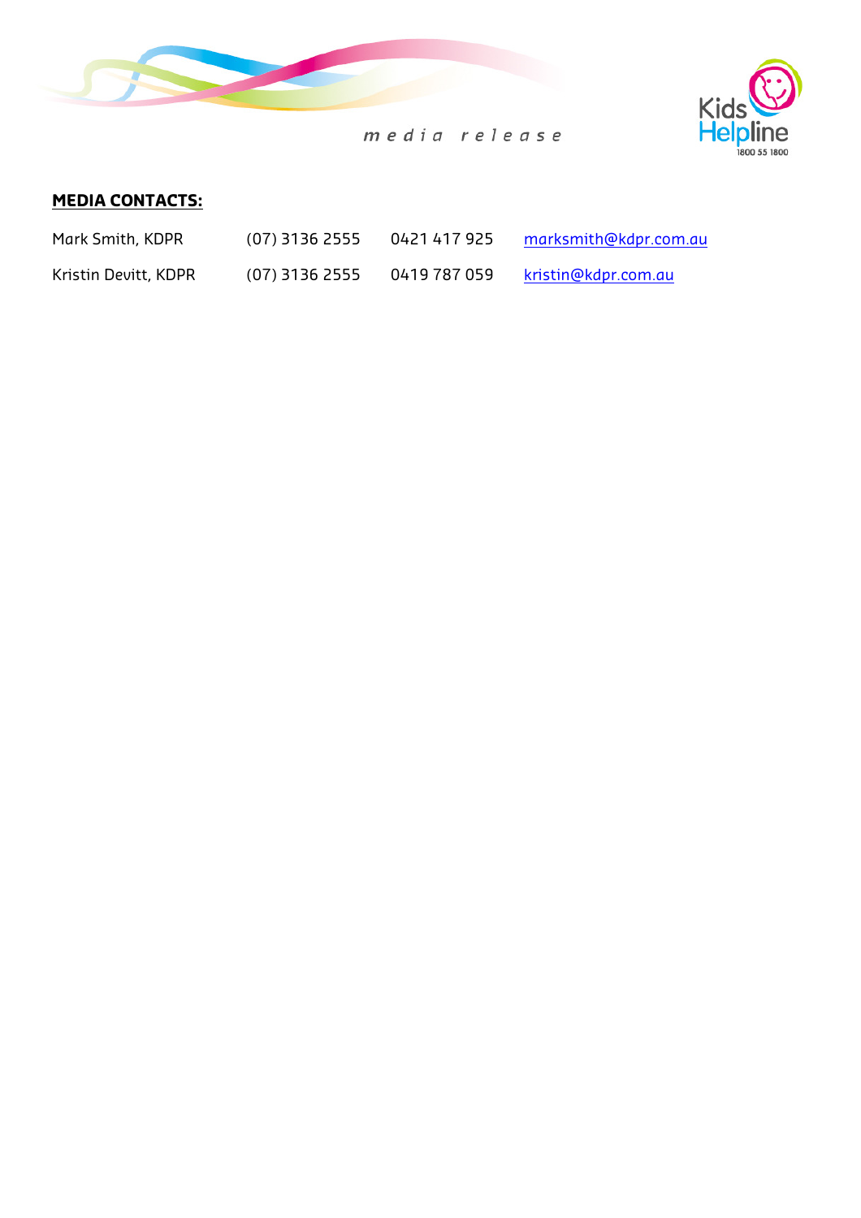**MEDIA CONTACTS:**

| | | | |
|---|---|---|---|
| Mark Smith, KDPR | (07) 3136 2555 | 0421 417 925 | marksmith@kdpr.com.au |
| Kristin Devitt, KDPR | (07) 3136 2555 | 0419 787 059 | kristin@kdpr.com.au |